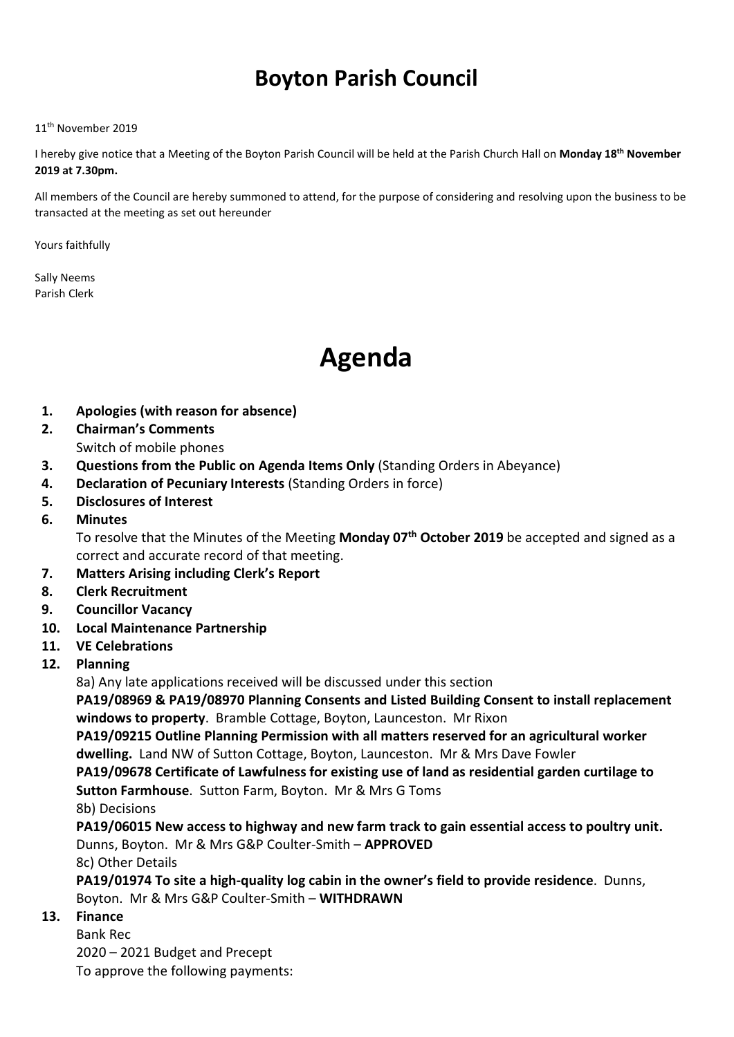# Boyton Parish Council

11th November 2019

I hereby give notice that a Meeting of the Boyton Parish Council will be held at the Parish Church Hall on **Monday 18th November 2019 at 7.30pm.**

All members of the Council are hereby summoned to attend, for the purpose of considering and resolving upon the business to be transacted at the meeting as set out hereunder

Yours faithfully

Sally Neems
Parish Clerk

# Agenda

1. **Apologies (with reason for absence)**
2. **Chairman's Comments**
   Switch of mobile phones
3. **Questions from the Public on Agenda Items Only** (Standing Orders in Abeyance)
4. **Declaration of Pecuniary Interests** (Standing Orders in force)
5. **Disclosures of Interest**
6. **Minutes**
   To resolve that the Minutes of the Meeting **Monday 07th October 2019** be accepted and signed as a correct and accurate record of that meeting.
7. **Matters Arising including Clerk's Report**
8. **Clerk Recruitment**
9. **Councillor Vacancy**
10. **Local Maintenance Partnership**
11. **VE Celebrations**
12. **Planning**
    8a) Any late applications received will be discussed under this section
    **PA19/08969 & PA19/08970 Planning Consents and Listed Building Consent to install replacement windows to property**. Bramble Cottage, Boyton, Launceston. Mr Rixon
    **PA19/09215 Outline Planning Permission with all matters reserved for an agricultural worker dwelling.** Land NW of Sutton Cottage, Boyton, Launceston. Mr & Mrs Dave Fowler
    **PA19/09678 Certificate of Lawfulness for existing use of land as residential garden curtilage to Sutton Farmhouse**. Sutton Farm, Boyton. Mr & Mrs G Toms
    8b) Decisions
    **PA19/06015 New access to highway and new farm track to gain essential access to poultry unit.** Dunns, Boyton. Mr & Mrs G&P Coulter-Smith – **APPROVED**
    8c) Other Details
    **PA19/01974 To site a high-quality log cabin in the owner's field to provide residence**. Dunns, Boyton. Mr & Mrs G&P Coulter-Smith – **WITHDRAWN**
13. **Finance**
    Bank Rec
    2020 – 2021 Budget and Precept
    To approve the following payments: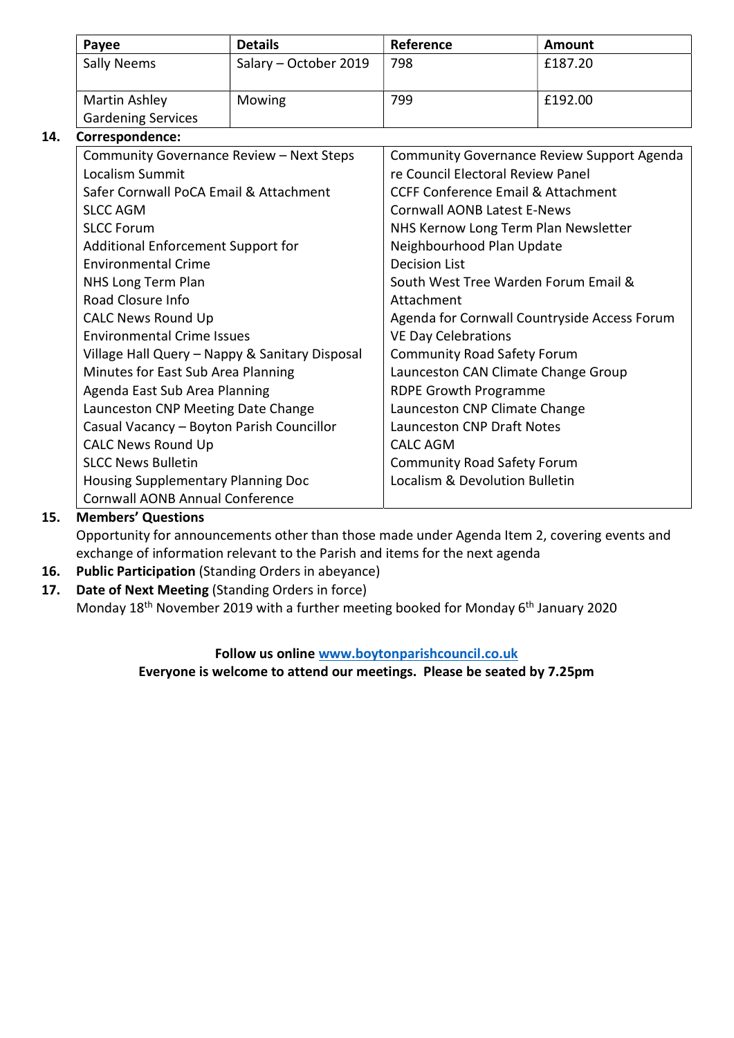| Payee | Details | Reference | Amount |
|---|---|---|---|
| Sally Neems | Salary – October 2019 | 798 | £187.20 |
| Martin Ashley Gardening Services | Mowing | 799 | £192.00 |

**14. Correspondence:**

| | |
|---|---|
| Community Governance Review – Next Steps | Community Governance Review Support Agenda re Council Electoral Review Panel |
| Localism Summit | |
| Safer Cornwall PoCA Email & Attachment | CCFF Conference Email & Attachment |
| SLCC AGM | Cornwall AONB Latest E-News |
| SLCC Forum | NHS Kernow Long Term Plan Newsletter |
| Additional Enforcement Support for Environmental Crime | Neighbourhood Plan Update |
| | Decision List |
| NHS Long Term Plan | South West Tree Warden Forum Email & Attachment |
| Road Closure Info | |
| CALC News Round Up | Agenda for Cornwall Countryside Access Forum |
| Environmental Crime Issues | VE Day Celebrations |
| Village Hall Query – Nappy & Sanitary Disposal | Community Road Safety Forum |
| Minutes for East Sub Area Planning | Launceston CAN Climate Change Group |
| Agenda East Sub Area Planning | RDPE Growth Programme |
| Launceston CNP Meeting Date Change | Launceston CNP Climate Change |
| Casual Vacancy – Boyton Parish Councillor | Launceston CNP Draft Notes |
| CALC News Round Up | CALC AGM |
| SLCC News Bulletin | Community Road Safety Forum |
| Housing Supplementary Planning Doc | Localism & Devolution Bulletin |
| Cornwall AONB Annual Conference | |

**15. Members' Questions**

Opportunity for announcements other than those made under Agenda Item 2, covering events and exchange of information relevant to the Parish and items for the next agenda

**16. Public Participation** (Standing Orders in abeyance)

**17. Date of Next Meeting** (Standing Orders in force)

Monday 18th November 2019 with a further meeting booked for Monday 6th January 2020

**Follow us online [www.boytonparishcouncil.co.uk](http://www.boytonparishcouncil.co.uk)**

**Everyone is welcome to attend our meetings. Please be seated by 7.25pm**